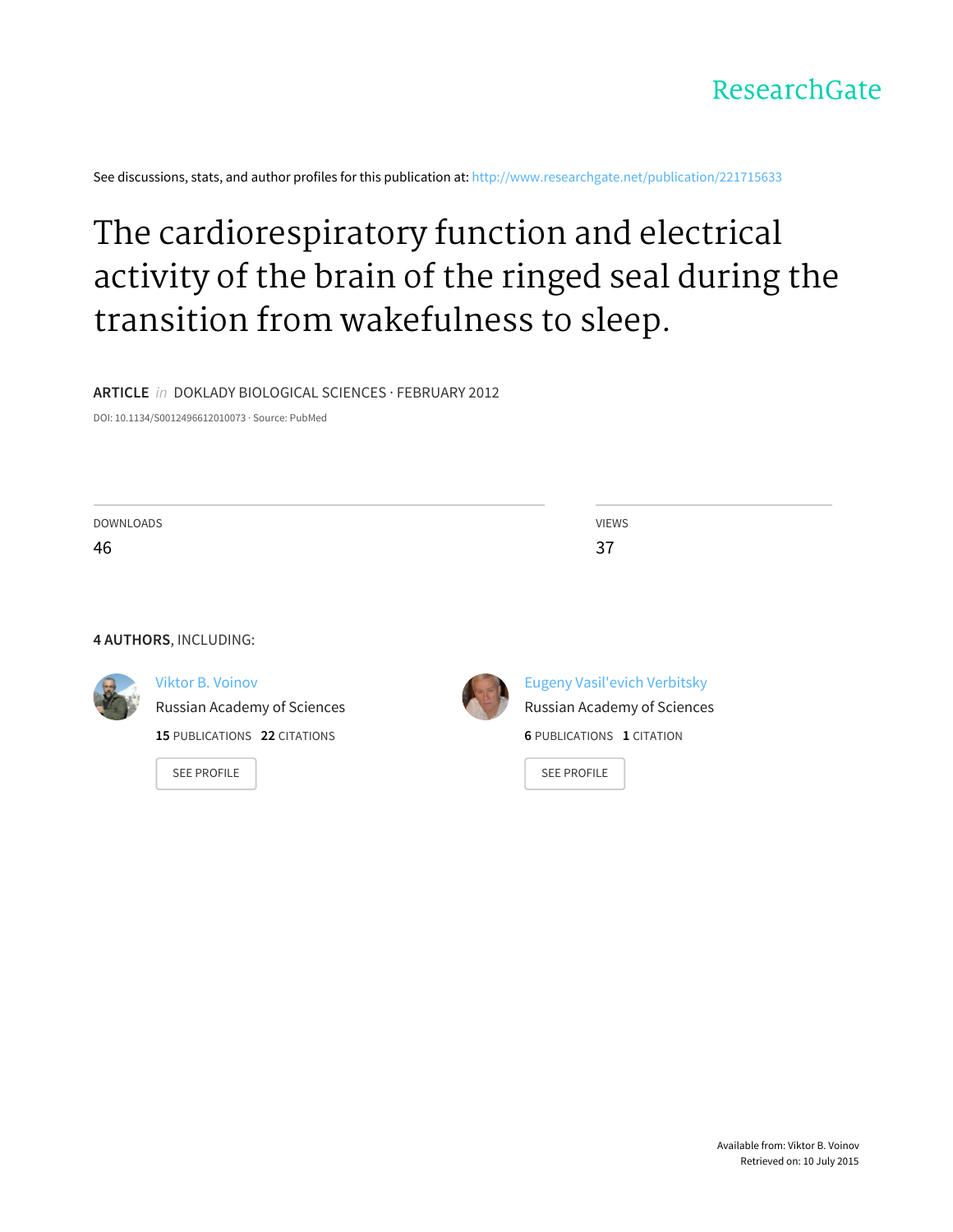ResearchGate

See discussions, stats, and author profiles for this publication at: http://www.researchgate.net/publication/221715633

# The cardiorespiratory function and electrical activity of the brain of the ringed seal during the transition from wakefulness to sleep.

**ARTICLE** *in* DOKLADY BIOLOGICAL SCIENCES · FEBRUARY 2012

DOI: 10.1134/S0012496612010073 · Source: PubMed

DOWNLOADS
46

VIEWS
37

**4 AUTHORS**, INCLUDING:

Viktor B. Voinov
Russian Academy of Sciences
**15** PUBLICATIONS **22** CITATIONS

SEE PROFILE

Eugeny Vasil'evich Verbitsky
Russian Academy of Sciences
**6** PUBLICATIONS **1** CITATION

SEE PROFILE

Available from: Viktor B. Voinov
Retrieved on: 10 July 2015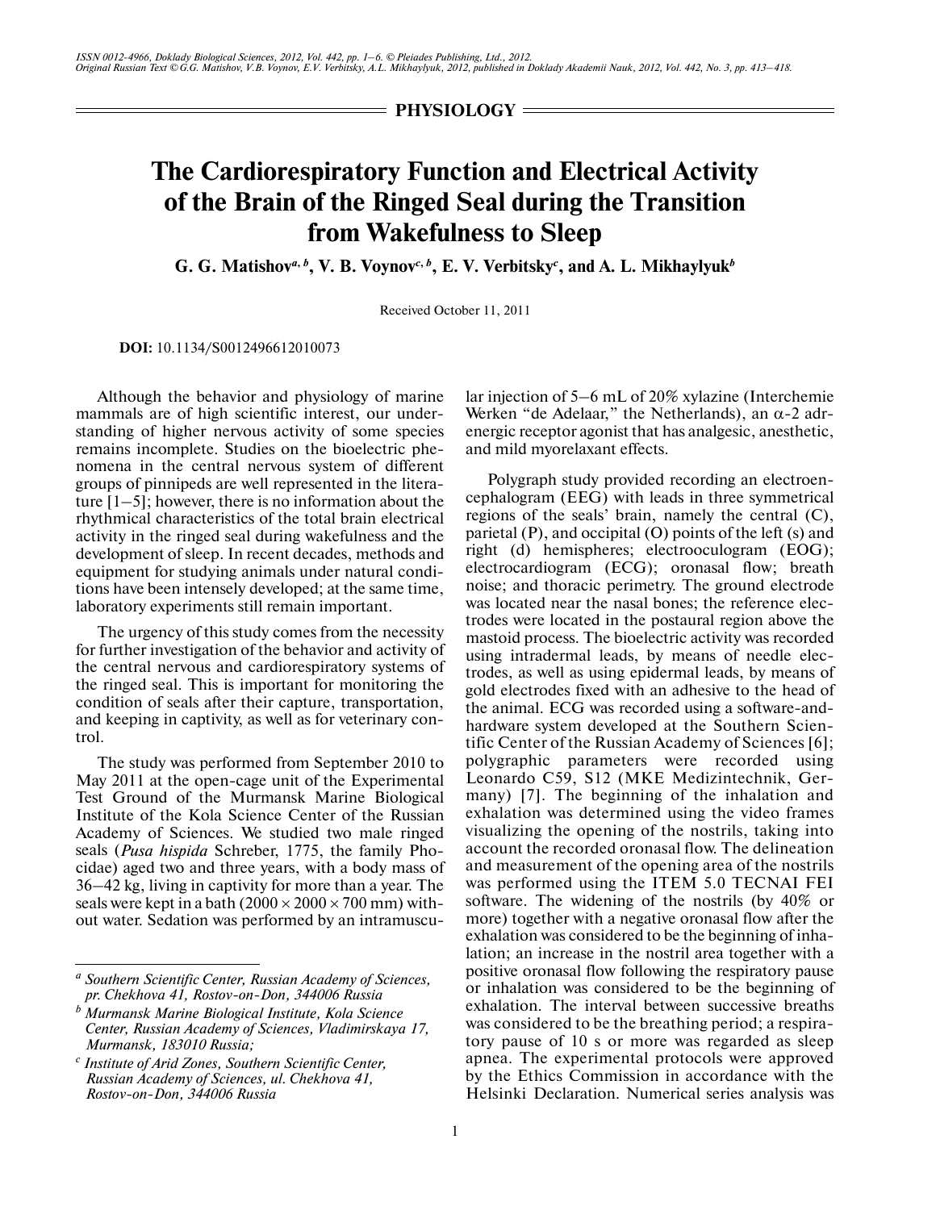## PHYSIOLOGY

# The Cardiorespiratory Function and Electrical Activity of the Brain of the Ringed Seal during the Transition from Wakefulness to Sleep

**G. G. Matishov[a, b], V. B. Voynov[c, b], E. V. Verbitsky[c], and A. L. Mikhaylyuk[b]**

Received October 11, 2011

**DOI:** 10.1134/S0012496612010073

Although the behavior and physiology of marine mammals are of high scientific interest, our understanding of higher nervous activity of some species remains incomplete. Studies on the bioelectric phenomena in the central nervous system of different groups of pinnipeds are well represented in the literature [1–5]; however, there is no information about the rhythmical characteristics of the total brain electrical activity in the ringed seal during wakefulness and the development of sleep. In recent decades, methods and equipment for studying animals under natural conditions have been intensely developed; at the same time, laboratory experiments still remain important.

The urgency of this study comes from the necessity for further investigation of the behavior and activity of the central nervous and cardiorespiratory systems of the ringed seal. This is important for monitoring the condition of seals after their capture, transportation, and keeping in captivity, as well as for veterinary control.

The study was performed from September 2010 to May 2011 at the open-cage unit of the Experimental Test Ground of the Murmansk Marine Biological Institute of the Kola Science Center of the Russian Academy of Sciences. We studied two male ringed seals (*Pusa hispida* Schreber, 1775, the family Phocidae) aged two and three years, with a body mass of 36–42 kg, living in captivity for more than a year. The seals were kept in a bath (2000 × 2000 × 700 mm) without water. Sedation was performed by an intramuscular injection of 5–6 mL of 20% xylazine (Interchemie Werken "de Adelaar," the Netherlands), an α-2 adrenergic receptor agonist that has analgesic, anesthetic, and mild myorelaxant effects.

Polygraph study provided recording an electroencephalogram (EEG) with leads in three symmetrical regions of the seals' brain, namely the central (C), parietal (P), and occipital (O) points of the left (s) and right (d) hemispheres; electrooculogram (EOG); electrocardiogram (ECG); oronasal flow; breath noise; and thoracic perimetry. The ground electrode was located near the nasal bones; the reference electrodes were located in the postaural region above the mastoid process. The bioelectric activity was recorded using intradermal leads, by means of needle electrodes, as well as using epidermal leads, by means of gold electrodes fixed with an adhesive to the head of the animal. ECG was recorded using a software-and-hardware system developed at the Southern Scientific Center of the Russian Academy of Sciences [6]; polygraphic parameters were recorded using Leonardo C59, S12 (MKE Medizintechnik, Germany) [7]. The beginning of the inhalation and exhalation was determined using the video frames visualizing the opening of the nostrils, taking into account the recorded oronasal flow. The delineation and measurement of the opening area of the nostrils was performed using the ITEM 5.0 TECNAI FEI software. The widening of the nostrils (by 40% or more) together with a negative oronasal flow after the exhalation was considered to be the beginning of inhalation; an increase in the nostril area together with a positive oronasal flow following the respiratory pause or inhalation was considered to be the beginning of exhalation. The interval between successive breaths was considered to be the breathing period; a respiratory pause of 10 s or more was regarded as sleep apnea. The experimental protocols were approved by the Ethics Commission in accordance with the Helsinki Declaration. Numerical series analysis was

---

[a] *Southern Scientific Center, Russian Academy of Sciences, pr. Chekhova 41, Rostov-on-Don, 344006 Russia*

[b] *Murmansk Marine Biological Institute, Kola Science Center, Russian Academy of Sciences, Vladimirskaya 17, Murmansk, 183010 Russia;*

[c] *Institute of Arid Zones, Southern Scientific Center, Russian Academy of Sciences, ul. Chekhova 41, Rostov-on-Don, 344006 Russia*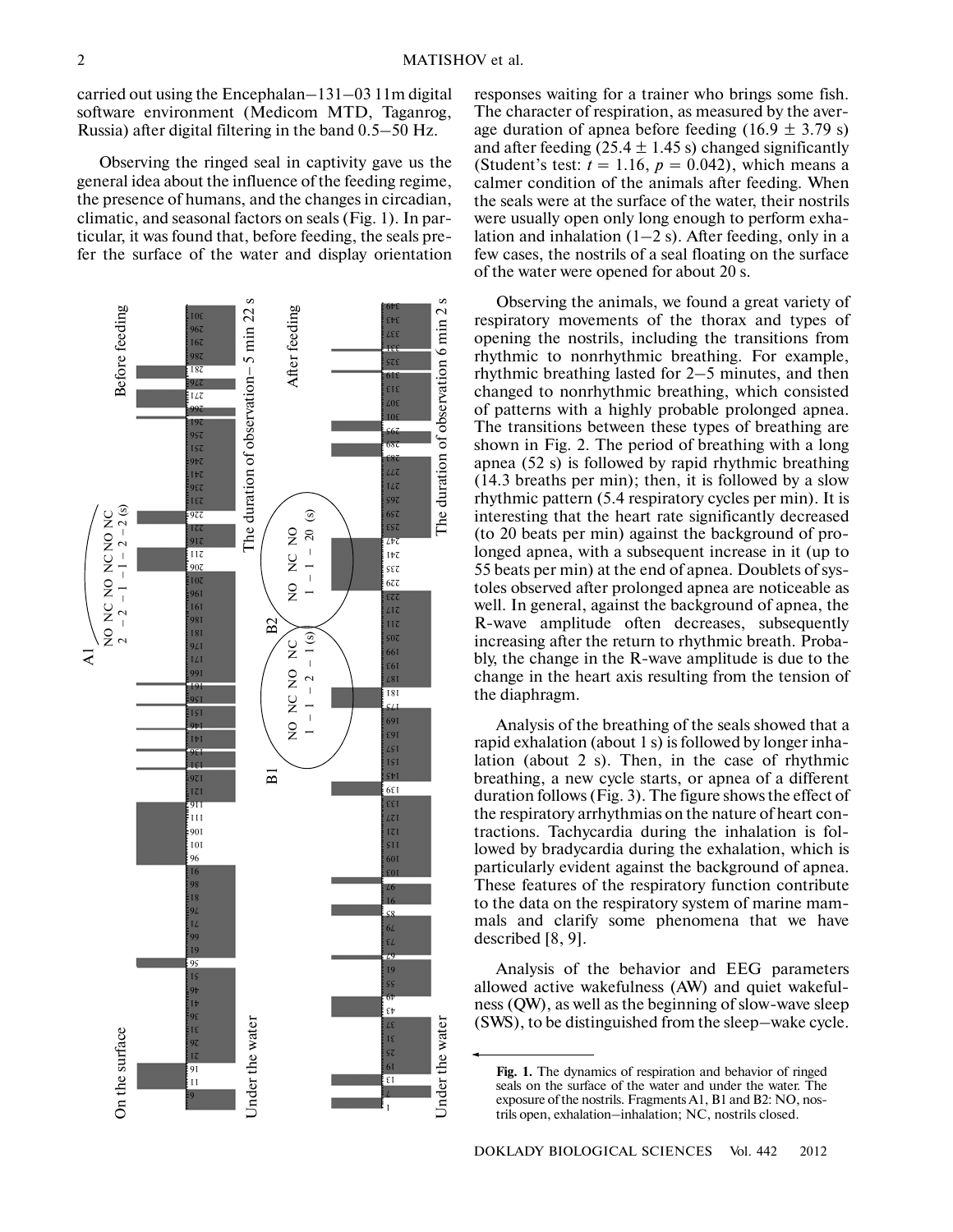carried out using the Encephalan–131–03 11m digital software environment (Medicom MTD, Taganrog, Russia) after digital filtering in the band 0.5–50 Hz.

Observing the ringed seal in captivity gave us the general idea about the influence of the feeding regime, the presence of humans, and the changes in circadian, climatic, and seasonal factors on seals (Fig. 1). In particular, it was found that, before feeding, the seals prefer the surface of the water and display orientation responses waiting for a trainer who brings some fish. The character of respiration, as measured by the average duration of apnea before feeding (16.9 ± 3.79 s) and after feeding (25.4 ± 1.45 s) changed significantly (Student's test: $t = 1.16$, $p = 0.042$), which means a calmer condition of the animals after feeding. When the seals were at the surface of the water, their nostrils were usually open only long enough to perform exhalation and inhalation (1–2 s). After feeding, only in a few cases, the nostrils of a seal floating on the surface of the water were opened for about 20 s.

**Fig. 1.** The dynamics of respiration and behavior of ringed seals on the surface of the water and under the water. The exposure of the nostrils. Fragments A1, B1 and B2: NO, nostrils open, exhalation–inhalation; NC, nostrils closed.

Observing the animals, we found a great variety of respiratory movements of the thorax and types of opening the nostrils, including the transitions from rhythmic to nonrhythmic breathing. For example, rhythmic breathing lasted for 2–5 minutes, and then changed to nonrhythmic breathing, which consisted of patterns with a highly probable prolonged apnea. The transitions between these types of breathing are shown in Fig. 2. The period of breathing with a long apnea (52 s) is followed by rapid rhythmic breathing (14.3 breaths per min); then, it is followed by a slow rhythmic pattern (5.4 respiratory cycles per min). It is interesting that the heart rate significantly decreased (to 20 beats per min) against the background of prolonged apnea, with a subsequent increase in it (up to 55 beats per min) at the end of apnea. Doublets of systoles observed after prolonged apnea are noticeable as well. In general, against the background of apnea, the R-wave amplitude often decreases, subsequently increasing after the return to rhythmic breath. Probably, the change in the R-wave amplitude is due to the change in the heart axis resulting from the tension of the diaphragm.

Analysis of the breathing of the seals showed that a rapid exhalation (about 1 s) is followed by longer inhalation (about 2 s). Then, in the case of rhythmic breathing, a new cycle starts, or apnea of a different duration follows (Fig. 3). The figure shows the effect of the respiratory arrhythmias on the nature of heart contractions. Tachycardia during the inhalation is followed by bradycardia during the exhalation, which is particularly evident against the background of apnea. These features of the respiratory function contribute to the data on the respiratory system of marine mammals and clarify some phenomena that we have described [8, 9].

Analysis of the behavior and EEG parameters allowed active wakefulness (AW) and quiet wakefulness (QW), as well as the beginning of slow-wave sleep (SWS), to be distinguished from the sleep–wake cycle.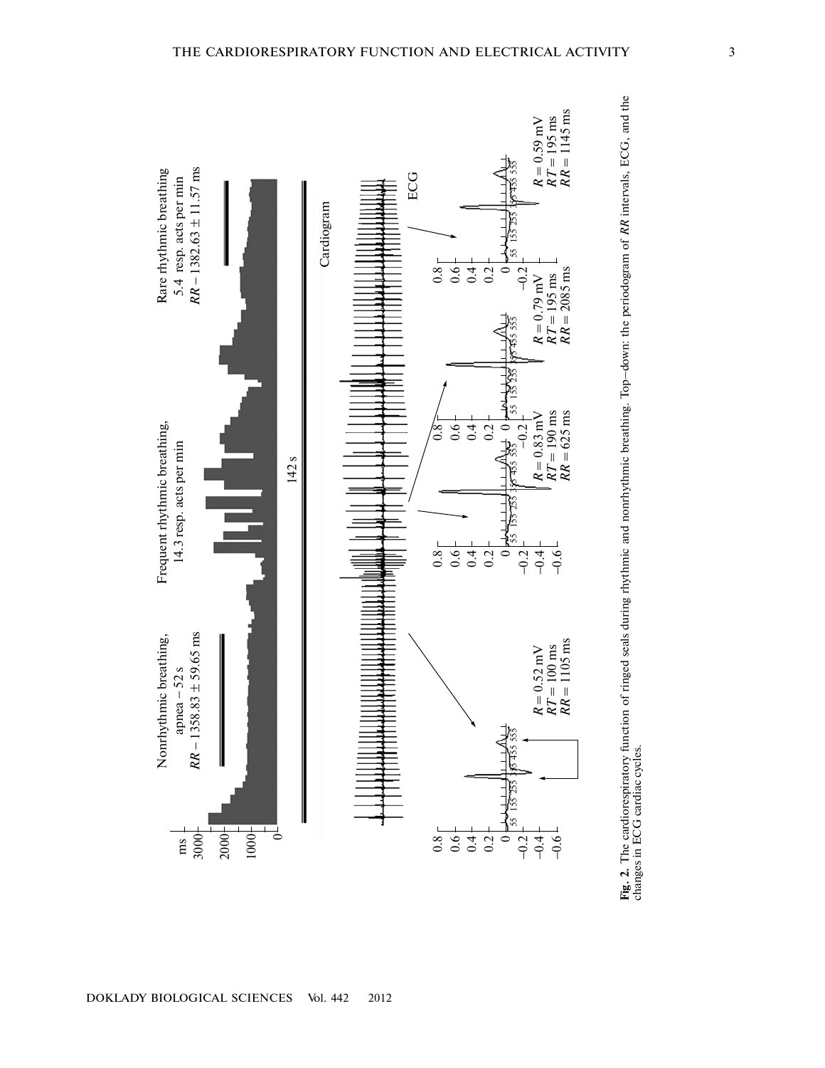Nonrhythmic breathing, apnea – 52 s
$RR$ – 1358.83 ± 59.65 ms

Frequent rhythmic breathing, 14.3 resp. acts per min

Rare rhythmic breathing 5.4 resp. acts per min
$RR$ – 1382.63 ± 11.57 ms

142 s

Cardiogram

ECG

$R$ = 0.52 mV
$RT$ = 100 ms
$RR$ = 1105 ms

$R$ = 0.83 mV
$RT$ = 190 ms
$RR$ = 625 ms

$R$ = 0.79 mV
$RT$ = 195 ms
$RR$ = 2085 ms

$R$ = 0.59 mV
$RT$ = 195 ms
$RR$ = 1145 ms

**Fig. 2.** The cardiorespiratory function of ringed seals during rhythmic and nonrhythmic breathing. Top–down: the periodogram of $RR$ intervals, ECG, and the changes in ECG cardiac cycles.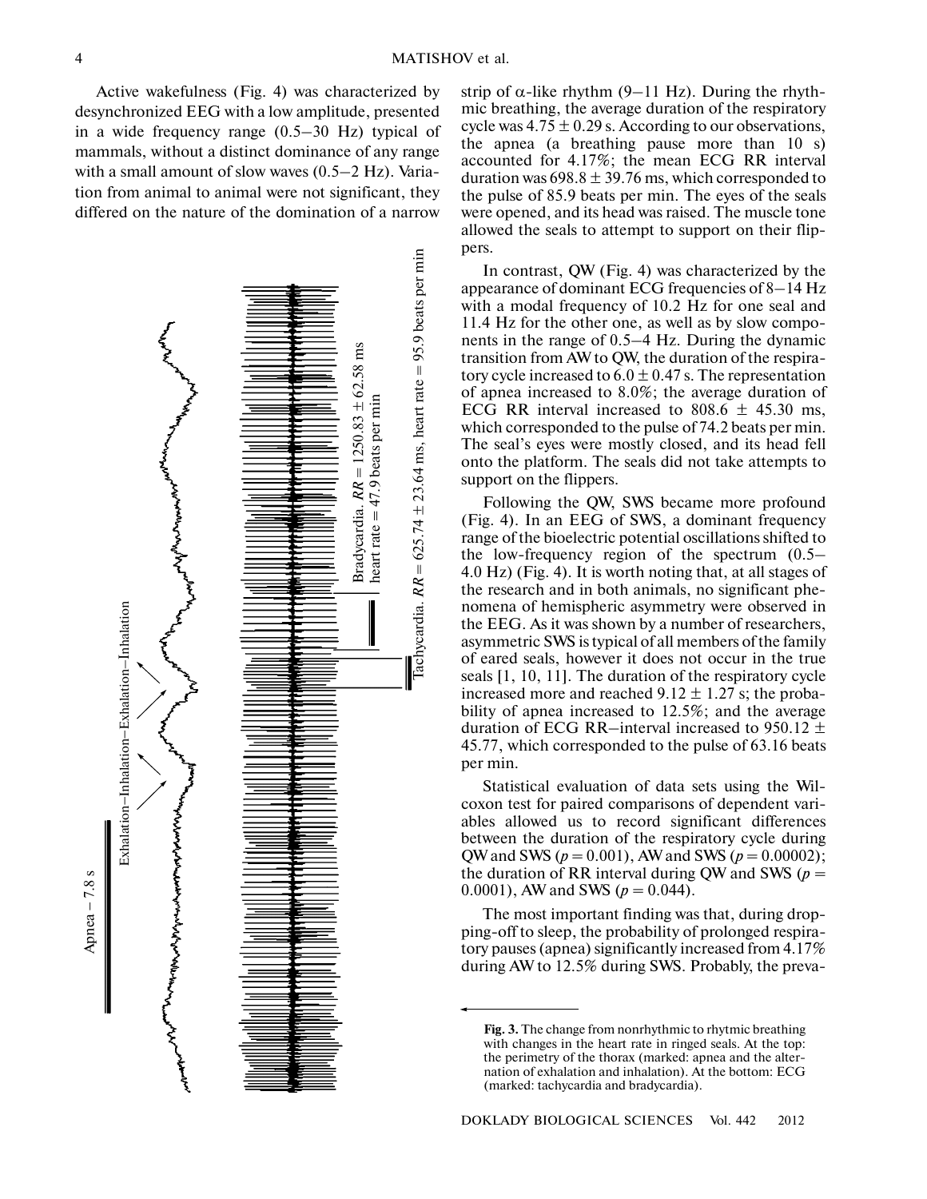Active wakefulness (Fig. 4) was characterized by desynchronized EEG with a low amplitude, presented in a wide frequency range (0.5–30 Hz) typical of mammals, without a distinct dominance of any range with a small amount of slow waves (0.5–2 Hz). Variation from animal to animal were not significant, they differed on the nature of the domination of a narrow strip of α-like rhythm (9–11 Hz). During the rhythmic breathing, the average duration of the respiratory cycle was $4.75 \pm 0.29$ s. According to our observations, the apnea (a breathing pause more than 10 s) accounted for 4.17%; the mean ECG RR interval duration was $698.8 \pm 39.76$ ms, which corresponded to the pulse of 85.9 beats per min. The eyes of the seals were opened, and its head was raised. The muscle tone allowed the seals to attempt to support on their flippers.

In contrast, QW (Fig. 4) was characterized by the appearance of dominant ECG frequencies of 8–14 Hz with a modal frequency of 10.2 Hz for one seal and 11.4 Hz for the other one, as well as by slow components in the range of 0.5–4 Hz. During the dynamic transition from AW to QW, the duration of the respiratory cycle increased to $6.0 \pm 0.47$ s. The representation of apnea increased to 8.0%; the average duration of ECG RR interval increased to $808.6 \pm 45.30$ ms, which corresponded to the pulse of 74.2 beats per min. The seal's eyes were mostly closed, and its head fell onto the platform. The seals did not take attempts to support on the flippers.

Following the QW, SWS became more profound (Fig. 4). In an EEG of SWS, a dominant frequency range of the bioelectric potential oscillations shifted to the low-frequency region of the spectrum (0.5–4.0 Hz) (Fig. 4). It is worth noting that, at all stages of the research and in both animals, no significant phenomena of hemispheric asymmetry were observed in the EEG. As it was shown by a number of researchers, asymmetric SWS is typical of all members of the family of eared seals, however it does not occur in the true seals [1, 10, 11]. The duration of the respiratory cycle increased more and reached $9.12 \pm 1.27$ s; the probability of apnea increased to 12.5%; and the average duration of ECG RR–interval increased to $950.12 \pm 45.77$, which corresponded to the pulse of 63.16 beats per min.

Statistical evaluation of data sets using the Wilcoxon test for paired comparisons of dependent variables allowed us to record significant differences between the duration of the respiratory cycle during QW and SWS ($p = 0.001$), AW and SWS ($p = 0.00002$); the duration of RR interval during QW and SWS ($p = 0.0001$), AW and SWS ($p = 0.044$).

The most important finding was that, during dropping-off to sleep, the probability of prolonged respiratory pauses (apnea) significantly increased from 4.17% during AW to 12.5% during SWS. Probably, the preva-

Apnea – 7.8 s

Exhalation–Inhalation–Exhalation–Inhalation

Bradycardia. $RR = 1250.83 \pm 62.58$ ms heart rate = 47.9 beats per min

Tachycardia. $RR = 625.74 \pm 23.64$ ms, heart rate = 95.9 beats per min

**Fig. 3.** The change from nonrhythmic to rhytmic breathing with changes in the heart rate in ringed seals. At the top: the perimetry of the thorax (marked: apnea and the alternation of exhalation and inhalation). At the bottom: ECG (marked: tachycardia and bradycardia).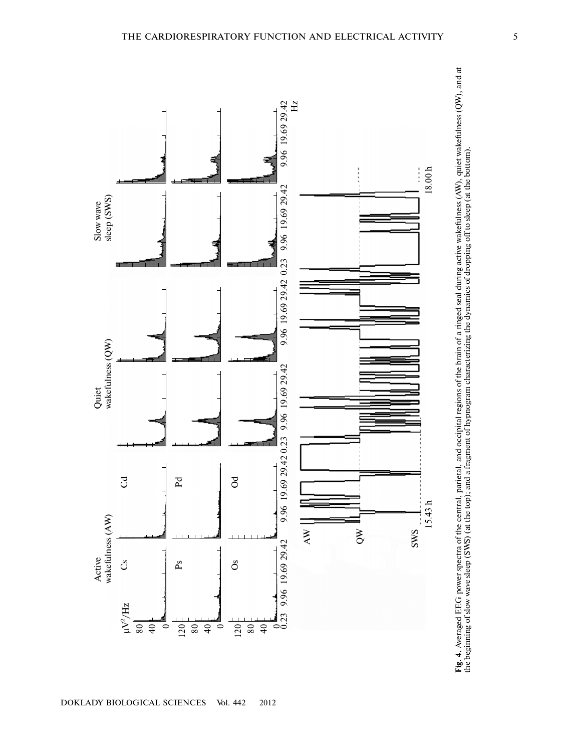**Fig. 4.** Averaged EEG power spectra of the central, parietal, and occipital regions of the brain of a ringed seal during active wakefulness (AW), quiet wakefulness (QW), and at the beginning of slow wave sleep (SWS) (at the top); and a fragment of hypnogram characterizing the dynamics of dropping off to sleep (at the bottom).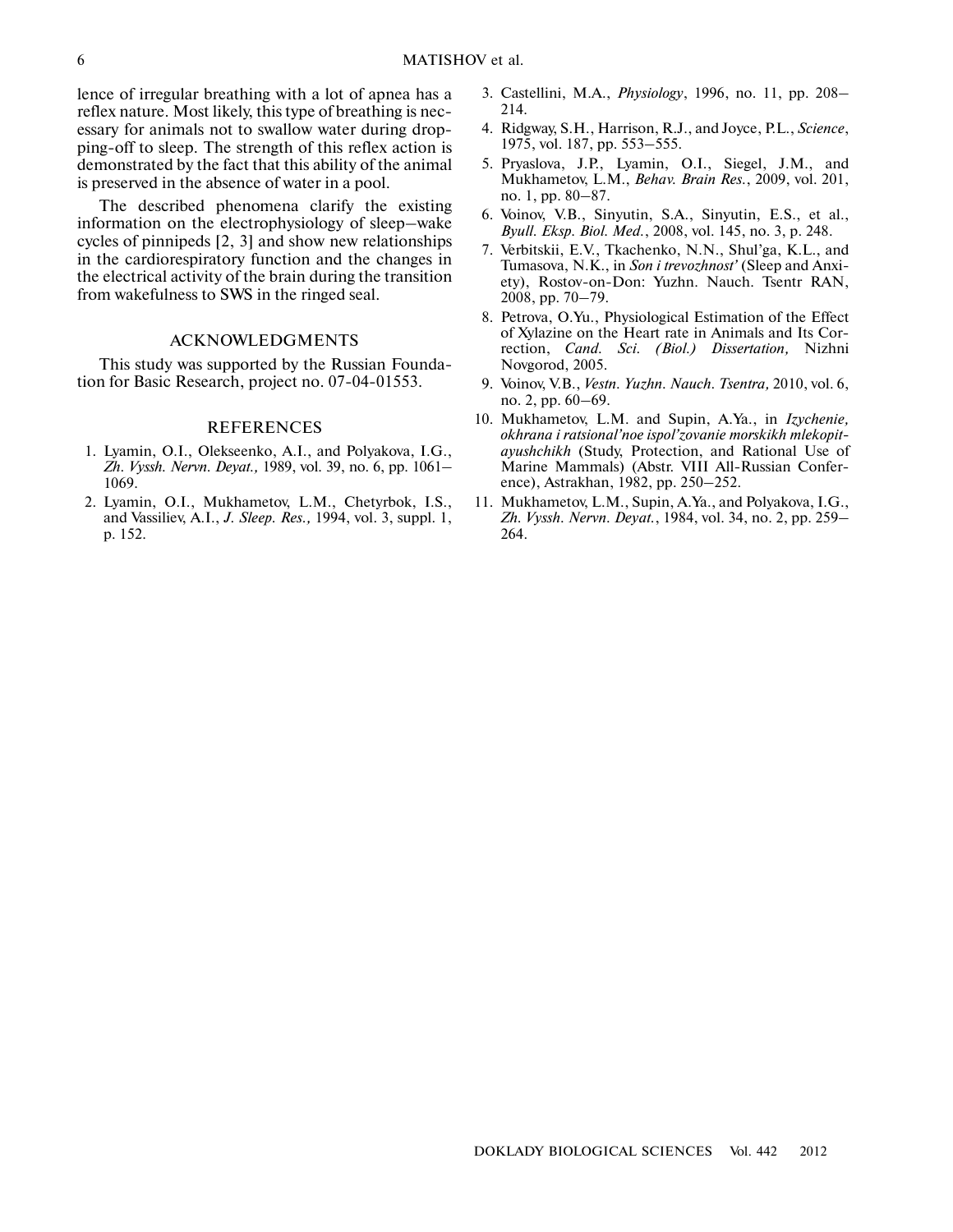lence of irregular breathing with a lot of apnea has a reflex nature. Most likely, this type of breathing is necessary for animals not to swallow water during dropping-off to sleep. The strength of this reflex action is demonstrated by the fact that this ability of the animal is preserved in the absence of water in a pool.

The described phenomena clarify the existing information on the electrophysiology of sleep–wake cycles of pinnipeds [2, 3] and show new relationships in the cardiorespiratory function and the changes in the electrical activity of the brain during the transition from wakefulness to SWS in the ringed seal.

## ACKNOWLEDGMENTS

This study was supported by the Russian Foundation for Basic Research, project no. 07-04-01553.

## REFERENCES

1. Lyamin, O.I., Olekseenko, A.I., and Polyakova, I.G., *Zh. Vyssh. Nervn. Deyat.,* 1989, vol. 39, no. 6, pp. 1061–1069.
2. Lyamin, O.I., Mukhametov, L.M., Chetyrbok, I.S., and Vassiliev, A.I., *J. Sleep. Res.,* 1994, vol. 3, suppl. 1, p. 152.
3. Castellini, M.A., *Physiology*, 1996, no. 11, pp. 208–214.
4. Ridgway, S.H., Harrison, R.J., and Joyce, P.L., *Science*, 1975, vol. 187, pp. 553–555.
5. Pryaslova, J.P., Lyamin, O.I., Siegel, J.M., and Mukhametov, L.M., *Behav. Brain Res.*, 2009, vol. 201, no. 1, pp. 80–87.
6. Voinov, V.B., Sinyutin, S.A., Sinyutin, E.S., et al., *Byull. Eksp. Biol. Med.*, 2008, vol. 145, no. 3, p. 248.
7. Verbitskii, E.V., Tkachenko, N.N., Shul'ga, K.L., and Tumasova, N.K., in *Son i trevozhnost'* (Sleep and Anxiety), Rostov-on-Don: Yuzhn. Nauch. Tsentr RAN, 2008, pp. 70–79.
8. Petrova, O.Yu., Physiological Estimation of the Effect of Xylazine on the Heart rate in Animals and Its Correction, *Cand. Sci. (Biol.) Dissertation,* Nizhni Novgorod, 2005.
9. Voinov, V.B., *Vestn. Yuzhn. Nauch. Tsentra,* 2010, vol. 6, no. 2, pp. 60–69.
10. Mukhametov, L.M. and Supin, A.Ya., in *Izychenie, okhrana i ratsional'noe ispol'zovanie morskikh mlekopitayushchikh* (Study, Protection, and Rational Use of Marine Mammals) (Abstr. VIII All-Russian Conference), Astrakhan, 1982, pp. 250–252.
11. Mukhametov, L.M., Supin, A.Ya., and Polyakova, I.G., *Zh. Vyssh. Nervn. Deyat.*, 1984, vol. 34, no. 2, pp. 259–264.